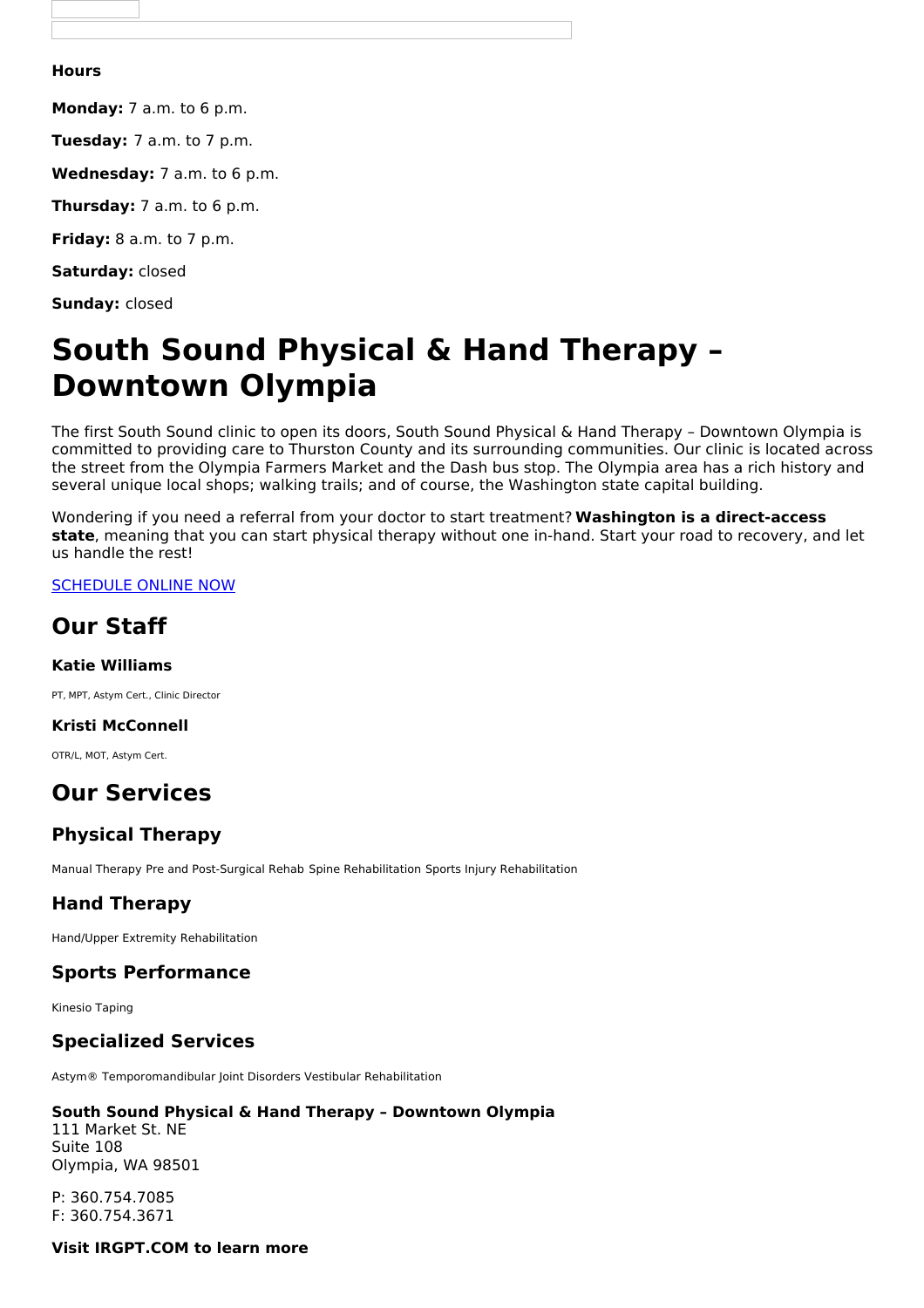### Hours

**Monday:** 7 a.m. to 6 p.m.

**Tuesday:** 7 a.m. to 7 p.m.

**Wednesday:** 7 a.m. to 6 p.m.

**Thursday:** 7 a.m. to 6 p.m.

**Friday:** 8 a.m. to 7 p.m.

**Saturday:** closed

**Sunday:** closed

# South Sound Physical & Hand Therapy – Downtown Olympia

The first South Sound clinic to open its doors, South Sound Physical & Hand Therapy – Downtown Olympia is committed to providing care to Thurston County and its surrounding communities. Our clinic is located across the street from the Olympia Farmers Market and the Dash bus stop. The Olympia area has a rich history and several unique local shops; walking trails; and of course, the Washington state capital building.

Wondering if you need a referral from your doctor to start treatment? **Washington is a direct-access state**, meaning that you can start physical therapy without one in-hand. Start your road to recovery, and let us handle the rest!

SCHEDULE ONLINE NOW

## Our Staff

### Katie Williams

PT, MPT, Astym Cert., Clinic Director

### Kristi McConnell

OTR/L, MOT, Astym Cert.

## Our Services

### Physical Therapy

Manual Therapy Pre and Post-Surgical Rehab Spine Rehabilitation Sports Injury Rehabilitation

### Hand Therapy

Hand/Upper Extremity Rehabilitation

### Sports Performance

Kinesio Taping

### Specialized Services

Astym® Temporomandibular Joint Disorders Vestibular Rehabilitation

**South Sound Physical & Hand Therapy – Downtown Olympia**
111 Market St. NE
Suite 108
Olympia, WA 98501

P: 360.754.7085
F: 360.754.3671

**Visit IRGPT.COM to learn more**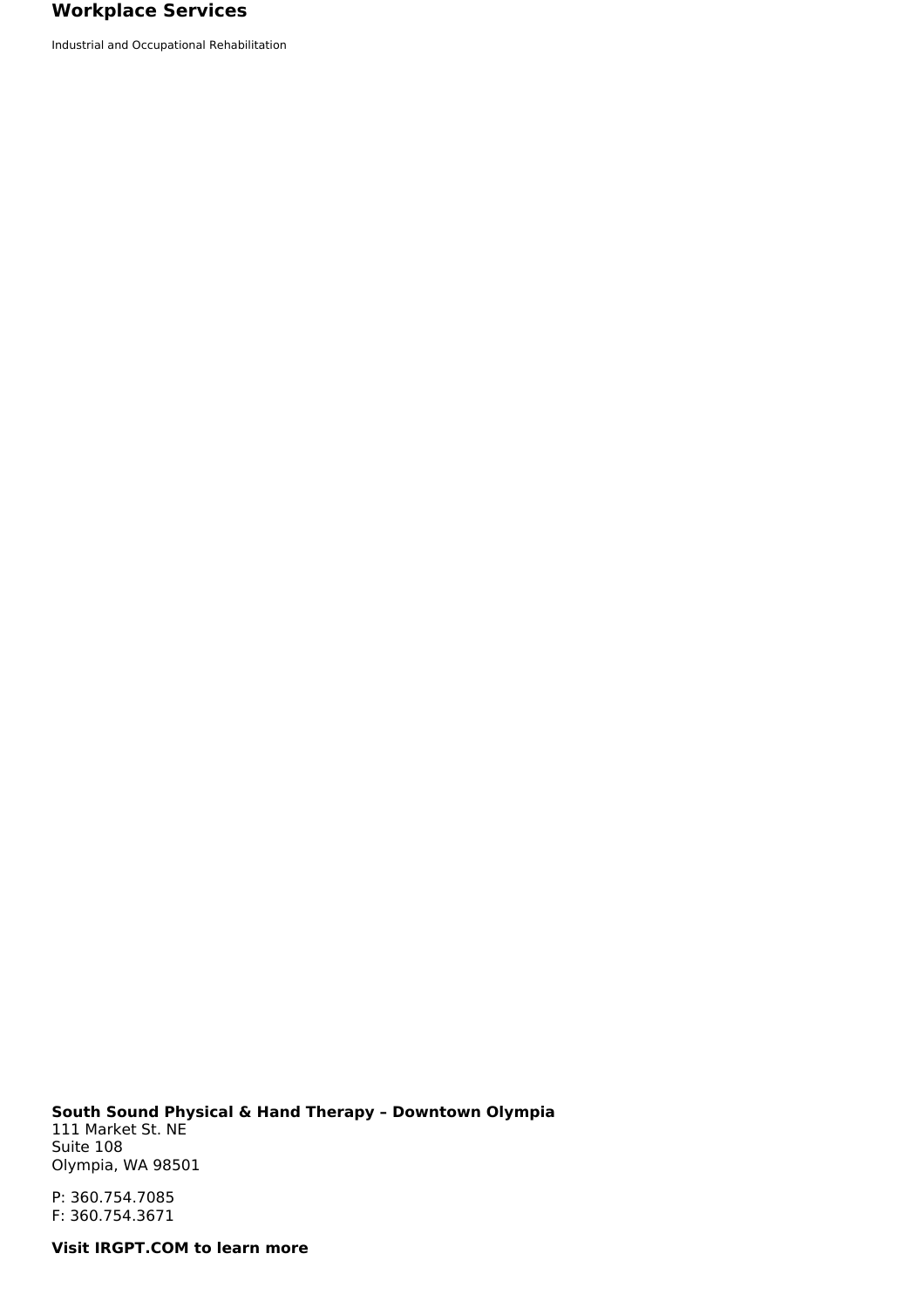## Workplace Services

Industrial and Occupational Rehabilitation

**South Sound Physical & Hand Therapy – Downtown Olympia**
111 Market St. NE
Suite 108
Olympia, WA 98501

P: 360.754.7085
F: 360.754.3671

**Visit IRGPT.COM to learn more**